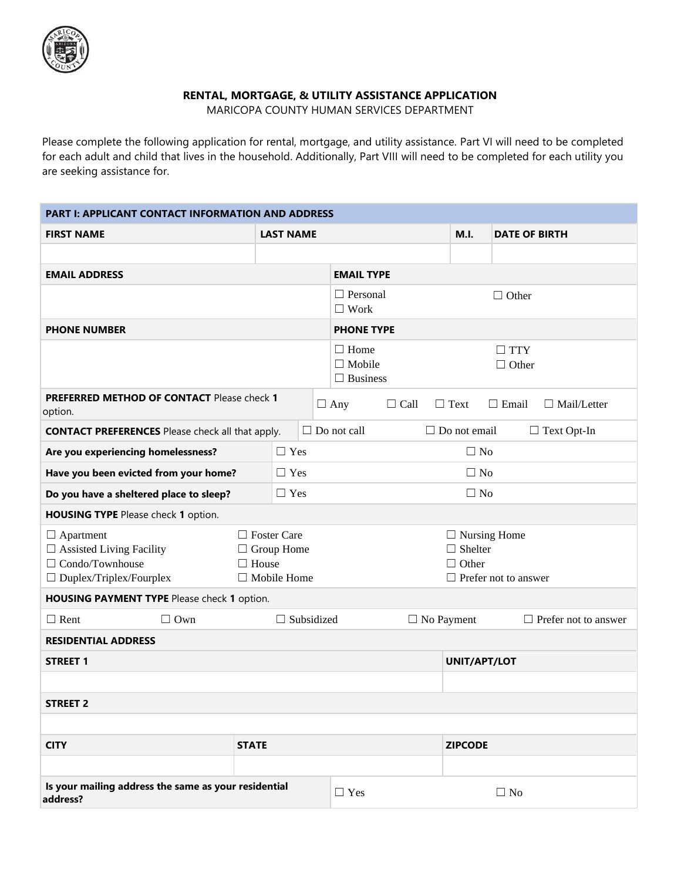# RENTAL, MORTGAGE, & UTILITY ASSISTANCE APPLICATION

MARICOPA COUNTY HUMAN SERVICES DEPARTMENT

Please complete the following application for rental, mortgage, and utility assistance. Part VI will need to be completed for each adult and child that lives in the household. Additionally, Part VIII will need to be completed for each utility you are seeking assistance for.

## PART I: APPLICANT CONTACT INFORMATION AND ADDRESS

| FIRST NAME | LAST NAME | M.I. | DATE OF BIRTH |
|---|---|---|---|
| | | | |

| EMAIL ADDRESS | EMAIL TYPE |
|---|---|
| | ☐ Personal ☐ Work ☐ Other |

| PHONE NUMBER | PHONE TYPE |
|---|---|
| | ☐ Home ☐ Mobile ☐ Business ☐ TTY ☐ Other |

| | |
|---|---|
| **PREFERRED METHOD OF CONTACT** Please check **1** option. | ☐ Any ☐ Call ☐ Text ☐ Email ☐ Mail/Letter |
| **CONTACT PREFERENCES** Please check all that apply. | ☐ Do not call ☐ Do not email ☐ Text Opt-In |
| **Are you experiencing homelessness?** | ☐ Yes ☐ No |
| **Have you been evicted from your home?** | ☐ Yes ☐ No |
| **Do you have a sheltered place to sleep?** | ☐ Yes ☐ No |

**HOUSING TYPE** Please check **1** option.

| | | |
|---|---|---|
| ☐ Apartment | ☐ Foster Care | ☐ Nursing Home |
| ☐ Assisted Living Facility | ☐ Group Home | ☐ Shelter |
| ☐ Condo/Townhouse | ☐ House | ☐ Other |
| ☐ Duplex/Triplex/Fourplex | ☐ Mobile Home | ☐ Prefer not to answer |

**HOUSING PAYMENT TYPE** Please check **1** option.

☐ Rent ☐ Own ☐ Subsidized ☐ No Payment ☐ Prefer not to answer

**RESIDENTIAL ADDRESS**

| STREET 1 | UNIT/APT/LOT |
|---|---|
| | |

| STREET 2 |
|---|
| |

| CITY | STATE | ZIPCODE |
|---|---|---|
| | | |

| | |
|---|---|
| **Is your mailing address the same as your residential address?** | ☐ Yes ☐ No |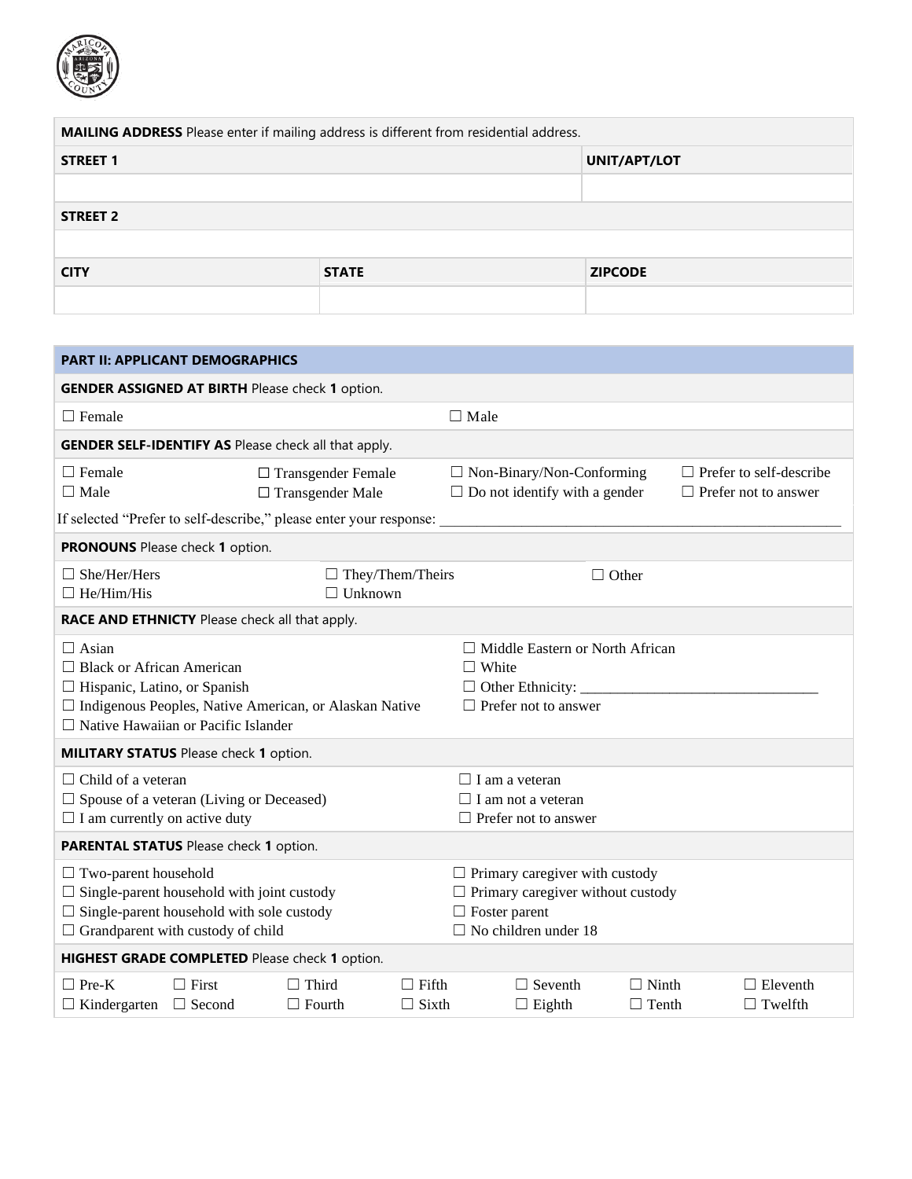| **MAILING ADDRESS** Please enter if mailing address is different from residential address. | | |
|---|---|---|
| **STREET 1** | | **UNIT/APT/LOT** |
| | | |
| **STREET 2** | | |
| | | |
| **CITY** | **STATE** | **ZIPCODE** |
| | | |

## PART II: APPLICANT DEMOGRAPHICS

**GENDER ASSIGNED AT BIRTH** Please check **1** option.

☐ Female ☐ Male

**GENDER SELF-IDENTIFY AS** Please check all that apply.

☐ Female
☐ Male
☐ Transgender Female
☐ Transgender Male
☐ Non-Binary/Non-Conforming
☐ Do not identify with a gender
☐ Prefer to self-describe
☐ Prefer not to answer

If selected "Prefer to self-describe," please enter your response: ____________________

**PRONOUNS** Please check **1** option.

☐ She/Her/Hers
☐ He/Him/His
☐ They/Them/Theirs
☐ Unknown
☐ Other

**RACE AND ETHNICTY** Please check all that apply.

☐ Asian
☐ Black or African American
☐ Hispanic, Latino, or Spanish
☐ Indigenous Peoples, Native American, or Alaskan Native
☐ Native Hawaiian or Pacific Islander
☐ Middle Eastern or North African
☐ White
☐ Other Ethnicity: ____________________
☐ Prefer not to answer

**MILITARY STATUS** Please check **1** option.

☐ Child of a veteran
☐ Spouse of a veteran (Living or Deceased)
☐ I am currently on active duty
☐ I am a veteran
☐ I am not a veteran
☐ Prefer not to answer

**PARENTAL STATUS** Please check **1** option.

☐ Two-parent household
☐ Single-parent household with joint custody
☐ Single-parent household with sole custody
☐ Grandparent with custody of child
☐ Primary caregiver with custody
☐ Primary caregiver without custody
☐ Foster parent
☐ No children under 18

**HIGHEST GRADE COMPLETED** Please check **1** option.

☐ Pre-K
☐ Kindergarten
☐ First
☐ Second
☐ Third
☐ Fourth
☐ Fifth
☐ Sixth
☐ Seventh
☐ Eighth
☐ Ninth
☐ Tenth
☐ Eleventh
☐ Twelfth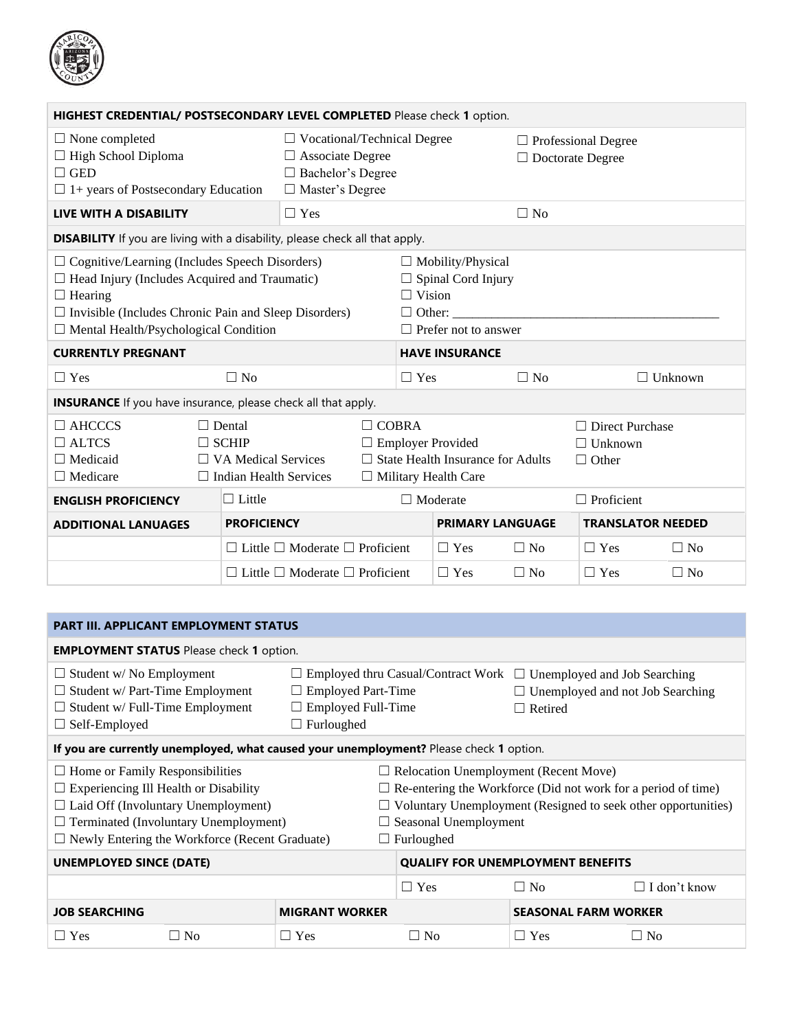| **HIGHEST CREDENTIAL/ POSTSECONDARY LEVEL COMPLETED** Please check **1** option. | | |
|---|---|---|
| ☐ None completed | ☐ Vocational/Technical Degree | ☐ Professional Degree |
| ☐ High School Diploma | ☐ Associate Degree | ☐ Doctorate Degree |
| ☐ GED | ☐ Bachelor's Degree | |
| ☐ 1+ years of Postsecondary Education | ☐ Master's Degree | |
| **LIVE WITH A DISABILITY** | ☐ Yes | ☐ No |

| **DISABILITY** If you are living with a disability, please check all that apply. | |
|---|---|
| ☐ Cognitive/Learning (Includes Speech Disorders) | ☐ Mobility/Physical |
| ☐ Head Injury (Includes Acquired and Traumatic) | ☐ Spinal Cord Injury |
| ☐ Hearing | ☐ Vision |
| ☐ Invisible (Includes Chronic Pain and Sleep Disorders) | ☐ Other: ___________________________ |
| ☐ Mental Health/Psychological Condition | ☐ Prefer not to answer |

| **CURRENTLY PREGNANT** | | **HAVE INSURANCE** | | |
|---|---|---|---|---|
| ☐ Yes | ☐ No | ☐ Yes | ☐ No | ☐ Unknown |

| **INSURANCE** If you have insurance, please check all that apply. | | | |
|---|---|---|---|
| ☐ AHCCCS | ☐ Dental | ☐ COBRA | ☐ Direct Purchase |
| ☐ ALTCS | ☐ SCHIP | ☐ Employer Provided | ☐ Unknown |
| ☐ Medicaid | ☐ VA Medical Services | ☐ State Health Insurance for Adults | ☐ Other |
| ☐ Medicare | ☐ Indian Health Services | ☐ Military Health Care | |

| **ENGLISH PROFICIENCY** | ☐ Little | ☐ Moderate | ☐ Proficient |
|---|---|---|---|

| **ADDITIONAL LANUAGES** | **PROFICIENCY** | **PRIMARY LANGUAGE** | | **TRANSLATOR NEEDED** | |
|---|---|---|---|---|---|
| | ☐ Little ☐ Moderate ☐ Proficient | ☐ Yes | ☐ No | ☐ Yes | ☐ No |
| | ☐ Little ☐ Moderate ☐ Proficient | ☐ Yes | ☐ No | ☐ Yes | ☐ No |

## PART III. APPLICANT EMPLOYMENT STATUS

| **EMPLOYMENT STATUS** Please check **1** option. | | |
|---|---|---|
| ☐ Student w/ No Employment | ☐ Employed thru Casual/Contract Work | ☐ Unemployed and Job Searching |
| ☐ Student w/ Part-Time Employment | ☐ Employed Part-Time | ☐ Unemployed and not Job Searching |
| ☐ Student w/ Full-Time Employment | ☐ Employed Full-Time | ☐ Retired |
| ☐ Self-Employed | ☐ Furloughed | |

| **If you are currently unemployed, what caused your unemployment?** Please check **1** option. | |
|---|---|
| ☐ Home or Family Responsibilities | ☐ Relocation Unemployment (Recent Move) |
| ☐ Experiencing Ill Health or Disability | ☐ Re-entering the Workforce (Did not work for a period of time) |
| ☐ Laid Off (Involuntary Unemployment) | ☐ Voluntary Unemployment (Resigned to seek other opportunities) |
| ☐ Terminated (Involuntary Unemployment) | ☐ Seasonal Unemployment |
| ☐ Newly Entering the Workforce (Recent Graduate) | ☐ Furloughed |

| **UNEMPLOYED SINCE (DATE)** | **QUALIFY FOR UNEMPLOYMENT BENEFITS** | | |
|---|---|---|---|
| | ☐ Yes | ☐ No | ☐ I don't know |

| **JOB SEARCHING** | | **MIGRANT WORKER** | | **SEASONAL FARM WORKER** | |
|---|---|---|---|---|---|
| ☐ Yes | ☐ No | ☐ Yes | ☐ No | ☐ Yes | ☐ No |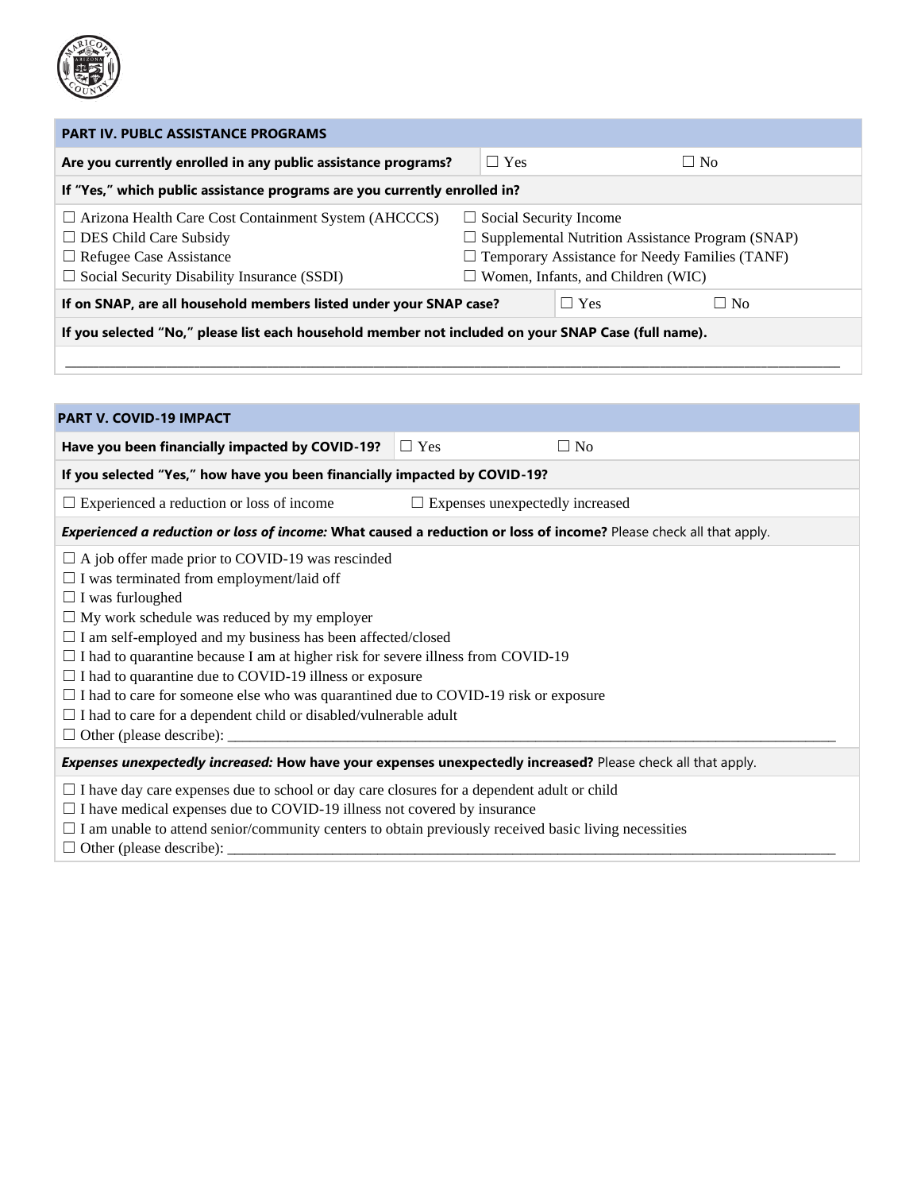## PART IV. PUBLC ASSISTANCE PROGRAMS

**Are you currently enrolled in any public assistance programs?** ☐ Yes ☐ No

**If "Yes," which public assistance programs are you currently enrolled in?**

☐ Arizona Health Care Cost Containment System (AHCCCS)
☐ DES Child Care Subsidy
☐ Refugee Case Assistance
☐ Social Security Disability Insurance (SSDI)
☐ Social Security Income
☐ Supplemental Nutrition Assistance Program (SNAP)
☐ Temporary Assistance for Needy Families (TANF)
☐ Women, Infants, and Children (WIC)

**If on SNAP, are all household members listed under your SNAP case?** ☐ Yes ☐ No

**If you selected "No," please list each household member not included on your SNAP Case (full name).**

_______________________________________________________________________________

## PART V. COVID-19 IMPACT

**Have you been financially impacted by COVID-19?** ☐ Yes ☐ No

**If you selected "Yes," how have you been financially impacted by COVID-19?**

☐ Experienced a reduction or loss of income ☐ Expenses unexpectedly increased

***Experienced a reduction or loss of income:* What caused a reduction or loss of income?** Please check all that apply.

☐ A job offer made prior to COVID-19 was rescinded
☐ I was terminated from employment/laid off
☐ I was furloughed
☐ My work schedule was reduced by my employer
☐ I am self-employed and my business has been affected/closed
☐ I had to quarantine because I am at higher risk for severe illness from COVID-19
☐ I had to quarantine due to COVID-19 illness or exposure
☐ I had to care for someone else who was quarantined due to COVID-19 risk or exposure
☐ I had to care for a dependent child or disabled/vulnerable adult
☐ Other (please describe): _______________________________________________

***Expenses unexpectedly increased:* How have your expenses unexpectedly increased?** Please check all that apply.

☐ I have day care expenses due to school or day care closures for a dependent adult or child
☐ I have medical expenses due to COVID-19 illness not covered by insurance
☐ I am unable to attend senior/community centers to obtain previously received basic living necessities
☐ Other (please describe): _______________________________________________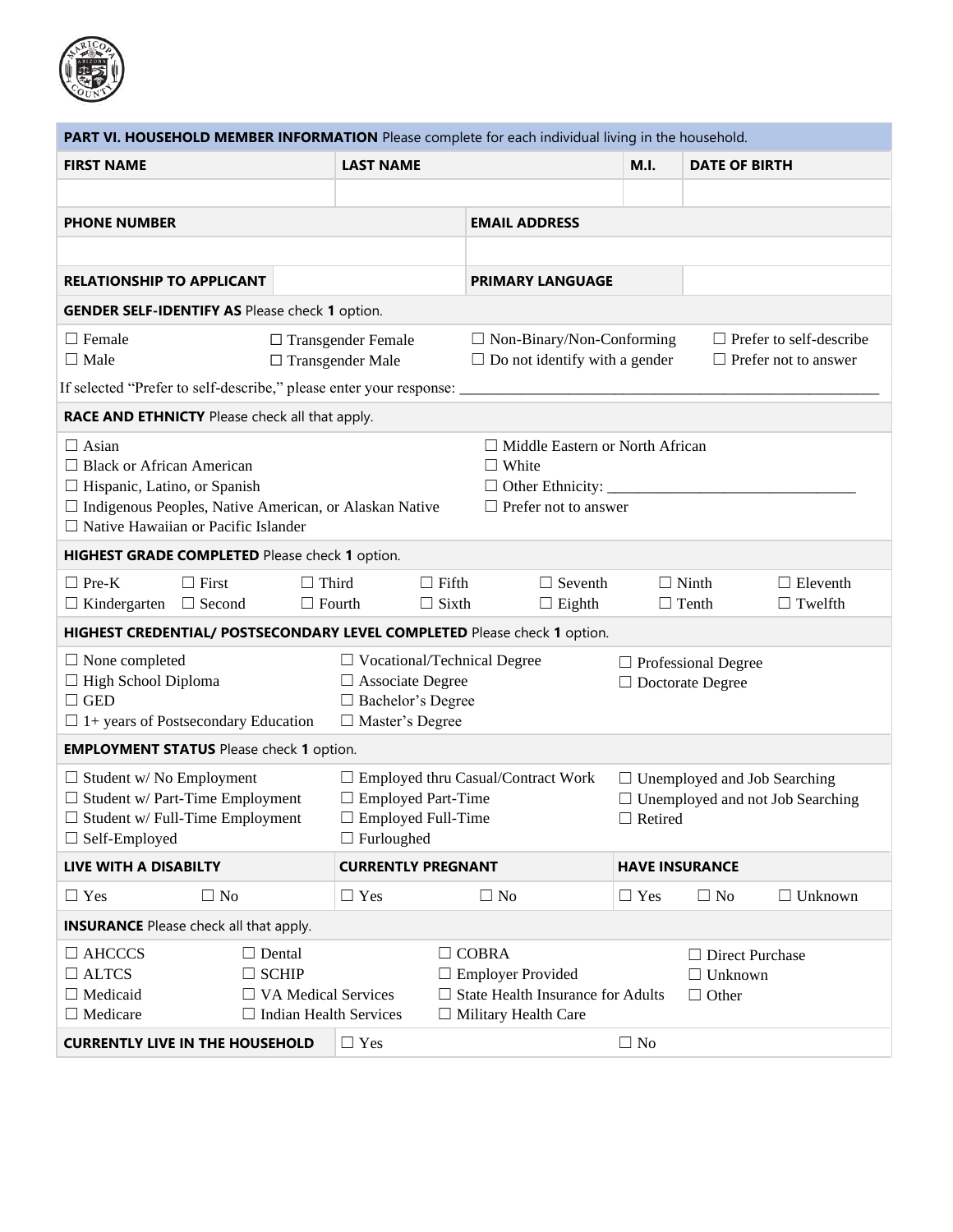## PART VI. HOUSEHOLD MEMBER INFORMATION
Please complete for each individual living in the household.

| FIRST NAME | LAST NAME | M.I. | DATE OF BIRTH |
|---|---|---|---|
| | | | |

| PHONE NUMBER | EMAIL ADDRESS |
|---|---|
| | |

| RELATIONSHIP TO APPLICANT | | PRIMARY LANGUAGE | |
|---|---|---|---|

**GENDER SELF-IDENTIFY AS** Please check **1** option.

☐ Female
☐ Male
☐ Transgender Female
☐ Transgender Male
☐ Non-Binary/Non-Conforming
☐ Do not identify with a gender
☐ Prefer to self-describe
☐ Prefer not to answer

If selected "Prefer to self-describe," please enter your response: ____________________

**RACE AND ETHNICITY** Please check all that apply.

☐ Asian
☐ Black or African American
☐ Hispanic, Latino, or Spanish
☐ Indigenous Peoples, Native American, or Alaskan Native
☐ Native Hawaiian or Pacific Islander
☐ Middle Eastern or North African
☐ White
☐ Other Ethnicity: ____________________
☐ Prefer not to answer

**HIGHEST GRADE COMPLETED** Please check **1** option.

☐ Pre-K
☐ Kindergarten
☐ First
☐ Second
☐ Third
☐ Fourth
☐ Fifth
☐ Sixth
☐ Seventh
☐ Eighth
☐ Ninth
☐ Tenth
☐ Eleventh
☐ Twelfth

**HIGHEST CREDENTIAL/ POSTSECONDARY LEVEL COMPLETED** Please check **1** option.

☐ None completed
☐ High School Diploma
☐ GED
☐ 1+ years of Postsecondary Education
☐ Vocational/Technical Degree
☐ Associate Degree
☐ Bachelor's Degree
☐ Master's Degree
☐ Professional Degree
☐ Doctorate Degree

**EMPLOYMENT STATUS** Please check **1** option.

☐ Student w/ No Employment
☐ Student w/ Part-Time Employment
☐ Student w/ Full-Time Employment
☐ Self-Employed
☐ Employed thru Casual/Contract Work
☐ Employed Part-Time
☐ Employed Full-Time
☐ Furloughed
☐ Unemployed and Job Searching
☐ Unemployed and not Job Searching
☐ Retired

| LIVE WITH A DISABILTY | CURRENTLY PREGNANT | HAVE INSURANCE |
|---|---|---|
| ☐ Yes ☐ No | ☐ Yes ☐ No | ☐ Yes ☐ No ☐ Unknown |

**INSURANCE** Please check all that apply.

☐ AHCCCS
☐ ALTCS
☐ Medicaid
☐ Medicare
☐ Dental
☐ SCHIP
☐ VA Medical Services
☐ Indian Health Services
☐ COBRA
☐ Employer Provided
☐ State Health Insurance for Adults
☐ Military Health Care
☐ Direct Purchase
☐ Unknown
☐ Other

**CURRENTLY LIVE IN THE HOUSEHOLD** ☐ Yes ☐ No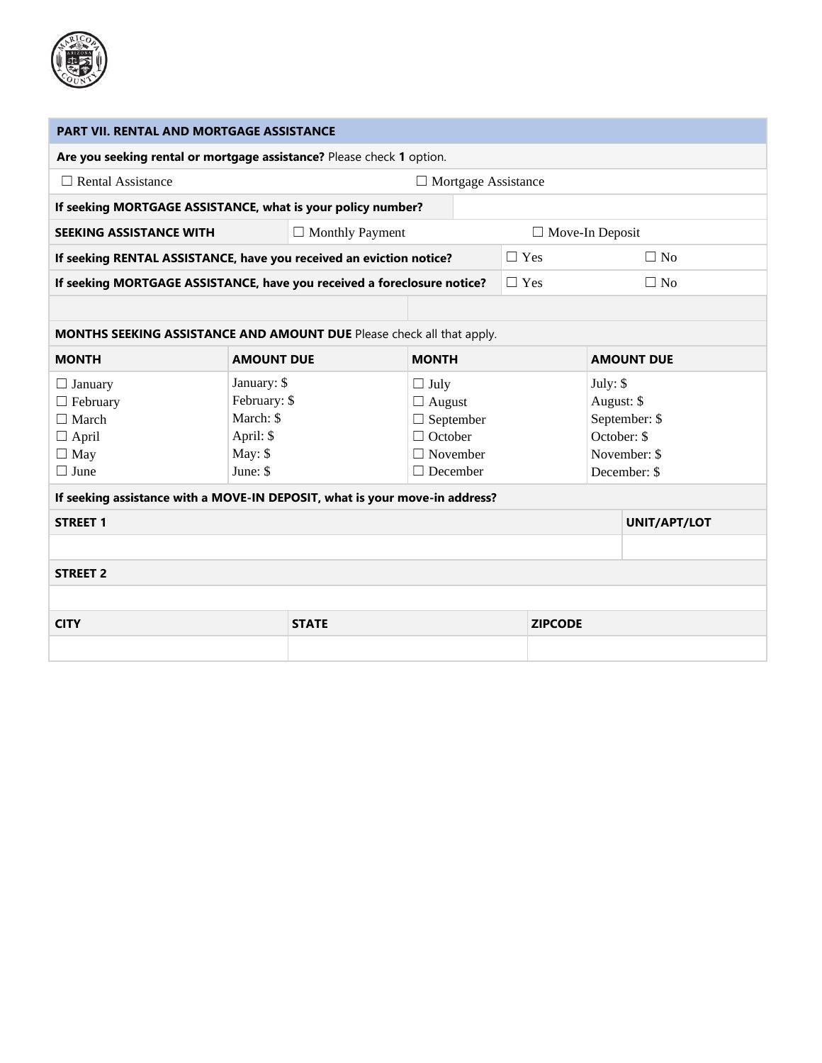## PART VII. RENTAL AND MORTGAGE ASSISTANCE

**Are you seeking rental or mortgage assistance?** Please check **1** option.

| ☐ Rental Assistance | ☐ Mortgage Assistance |
|---|---|

| | | |
|---|---|---|
| **If seeking MORTGAGE ASSISTANCE, what is your policy number?** | | |
| **SEEKING ASSISTANCE WITH** | ☐ Monthly Payment | ☐ Move-In Deposit |
| **If seeking RENTAL ASSISTANCE, have you received an eviction notice?** | ☐ Yes | ☐ No |
| **If seeking MORTGAGE ASSISTANCE, have you received a foreclosure notice?** | ☐ Yes | ☐ No |

**MONTHS SEEKING ASSISTANCE AND AMOUNT DUE** Please check all that apply.

| MONTH | AMOUNT DUE | MONTH | AMOUNT DUE |
|---|---|---|---|
| ☐ January | January: $ | ☐ July | July: $ |
| ☐ February | February: $ | ☐ August | August: $ |
| ☐ March | March: $ | ☐ September | September: $ |
| ☐ April | April: $ | ☐ October | October: $ |
| ☐ May | May: $ | ☐ November | November: $ |
| ☐ June | June: $ | ☐ December | December: $ |

**If seeking assistance with a MOVE-IN DEPOSIT, what is your move-in address?**

| STREET 1 | UNIT/APT/LOT |
|---|---|
| | |

| STREET 2 |
|---|
| |

| CITY | STATE | ZIPCODE |
|---|---|---|
| | | |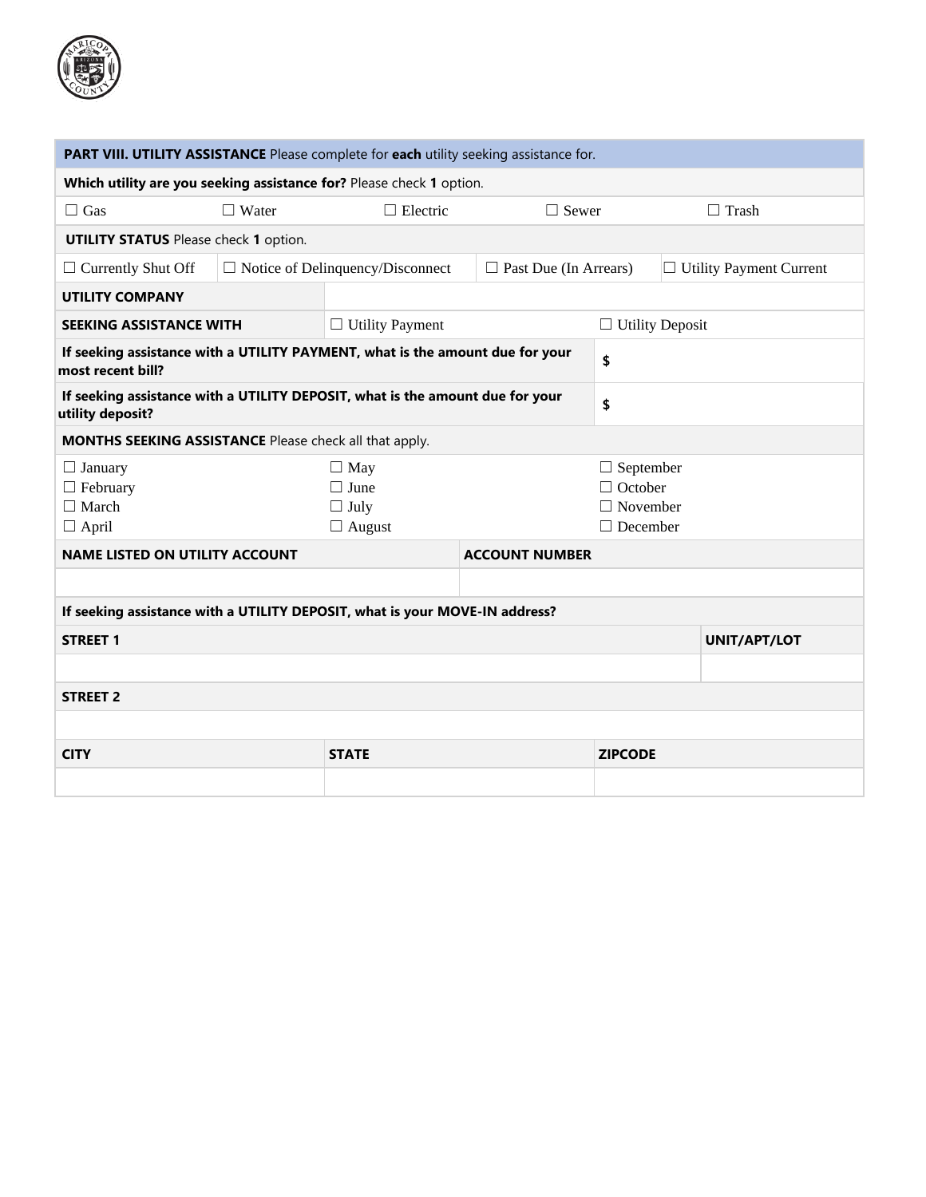**PART VIII. UTILITY ASSISTANCE** Please complete for **each** utility seeking assistance for.

**Which utility are you seeking assistance for?** Please check **1** option.

☐ Gas ☐ Water ☐ Electric ☐ Sewer ☐ Trash

**UTILITY STATUS** Please check **1** option.

☐ Currently Shut Off ☐ Notice of Delinquency/Disconnect ☐ Past Due (In Arrears) ☐ Utility Payment Current

| **UTILITY COMPANY** | | |
|---|---|---|
| **SEEKING ASSISTANCE WITH** | ☐ Utility Payment | ☐ Utility Deposit |

| | |
|---|---|
| **If seeking assistance with a UTILITY PAYMENT, what is the amount due for your most recent bill?** | **$** |
| **If seeking assistance with a UTILITY DEPOSIT, what is the amount due for your utility deposit?** | **$** |

**MONTHS SEEKING ASSISTANCE** Please check all that apply.

| | | |
|---|---|---|
| ☐ January | ☐ May | ☐ September |
| ☐ February | ☐ June | ☐ October |
| ☐ March | ☐ July | ☐ November |
| ☐ April | ☐ August | ☐ December |

| **NAME LISTED ON UTILITY ACCOUNT** | **ACCOUNT NUMBER** |
|---|---|
| | |

**If seeking assistance with a UTILITY DEPOSIT, what is your MOVE-IN address?**

| **STREET 1** | **UNIT/APT/LOT** |
|---|---|
| | |

| **STREET 2** |
|---|
| |

| **CITY** | **STATE** | **ZIPCODE** |
|---|---|---|
| | | |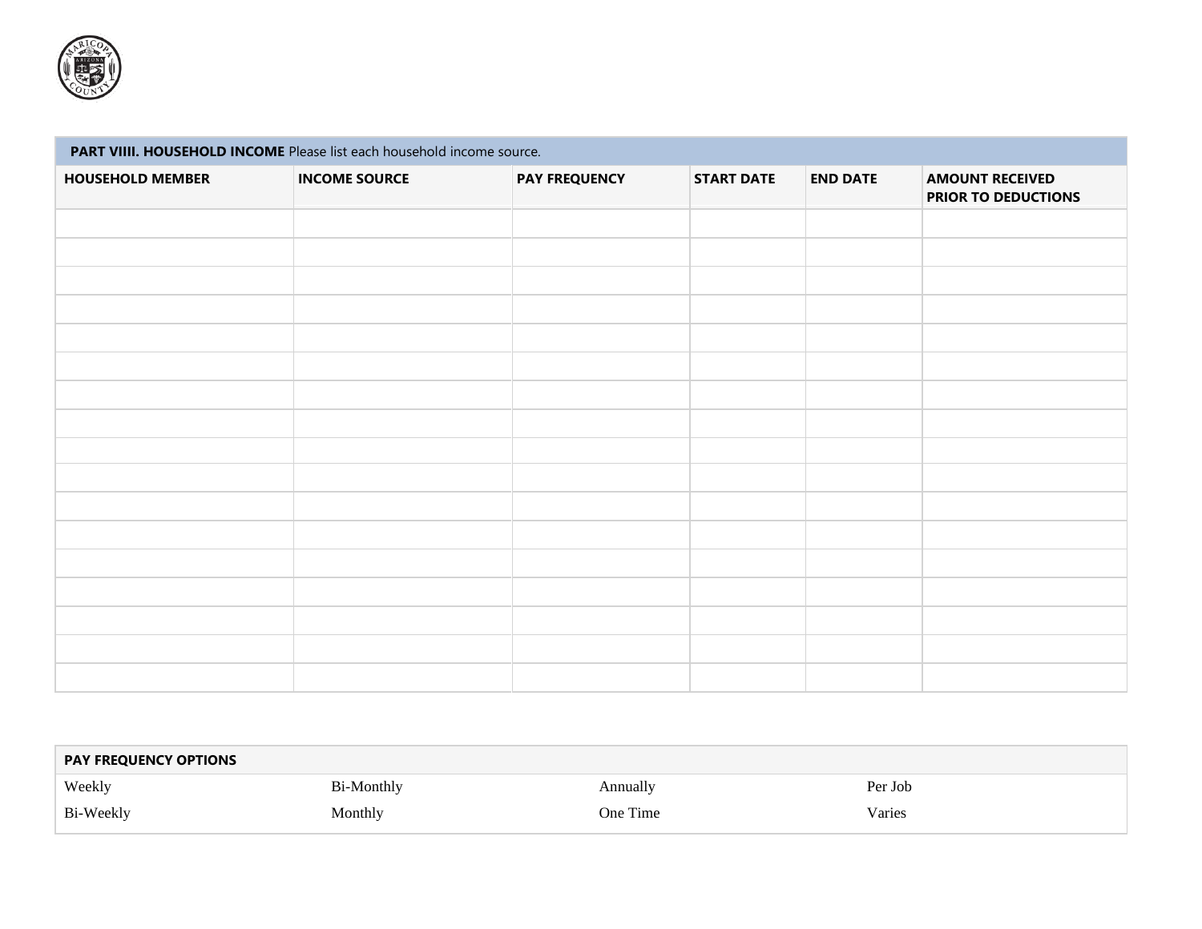**PART VIIII. HOUSEHOLD INCOME** Please list each household income source.

| HOUSEHOLD MEMBER | INCOME SOURCE | PAY FREQUENCY | START DATE | END DATE | AMOUNT RECEIVED PRIOR TO DEDUCTIONS |
|---|---|---|---|---|---|
| | | | | | |
| | | | | | |
| | | | | | |
| | | | | | |
| | | | | | |
| | | | | | |
| | | | | | |
| | | | | | |
| | | | | | |
| | | | | | |
| | | | | | |
| | | | | | |
| | | | | | |
| | | | | | |
| | | | | | |
| | | | | | |
| | | | | | |

| PAY FREQUENCY OPTIONS | | | |
|---|---|---|---|
| Weekly | Bi-Monthly | Annually | Per Job |
| Bi-Weekly | Monthly | One Time | Varies |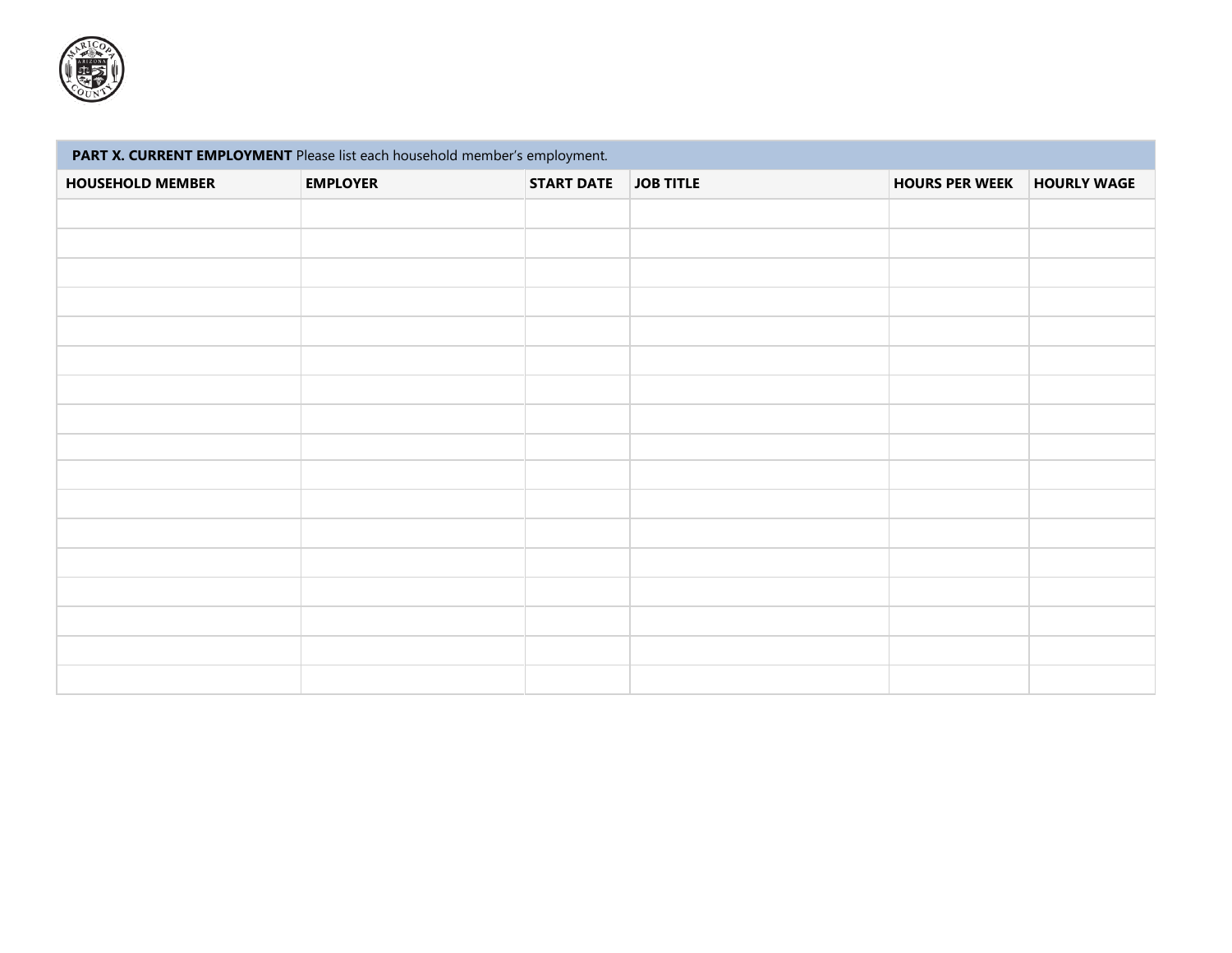**PART X. CURRENT EMPLOYMENT** Please list each household member's employment.

| HOUSEHOLD MEMBER | EMPLOYER | START DATE | JOB TITLE | HOURS PER WEEK | HOURLY WAGE |
|---|---|---|---|---|---|
| | | | | | |
| | | | | | |
| | | | | | |
| | | | | | |
| | | | | | |
| | | | | | |
| | | | | | |
| | | | | | |
| | | | | | |
| | | | | | |
| | | | | | |
| | | | | | |
| | | | | | |
| | | | | | |
| | | | | | |
| | | | | | |
| | | | | | |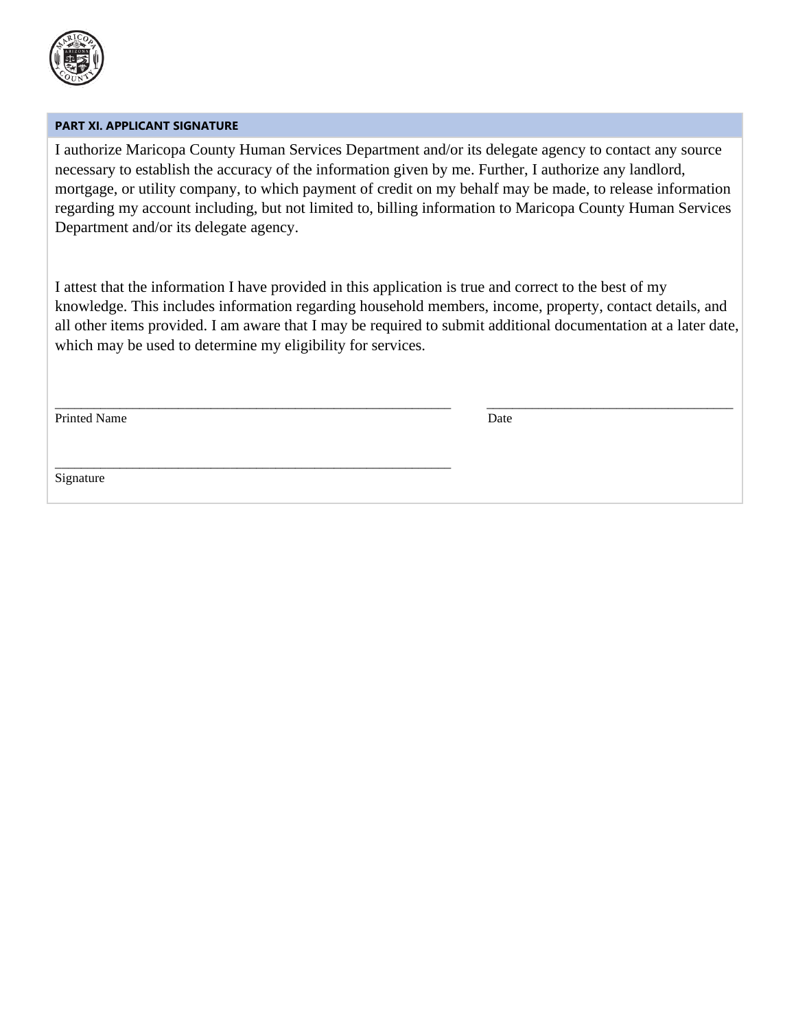## PART XI. APPLICANT SIGNATURE

I authorize Maricopa County Human Services Department and/or its delegate agency to contact any source necessary to establish the accuracy of the information given by me. Further, I authorize any landlord, mortgage, or utility company, to which payment of credit on my behalf may be made, to release information regarding my account including, but not limited to, billing information to Maricopa County Human Services Department and/or its delegate agency.

I attest that the information I have provided in this application is true and correct to the best of my knowledge. This includes information regarding household members, income, property, contact details, and all other items provided. I am aware that I may be required to submit additional documentation at a later date, which may be used to determine my eligibility for services.

____________________________________________________________ ______________________________________

Printed Name Date

____________________________________________________________

Signature